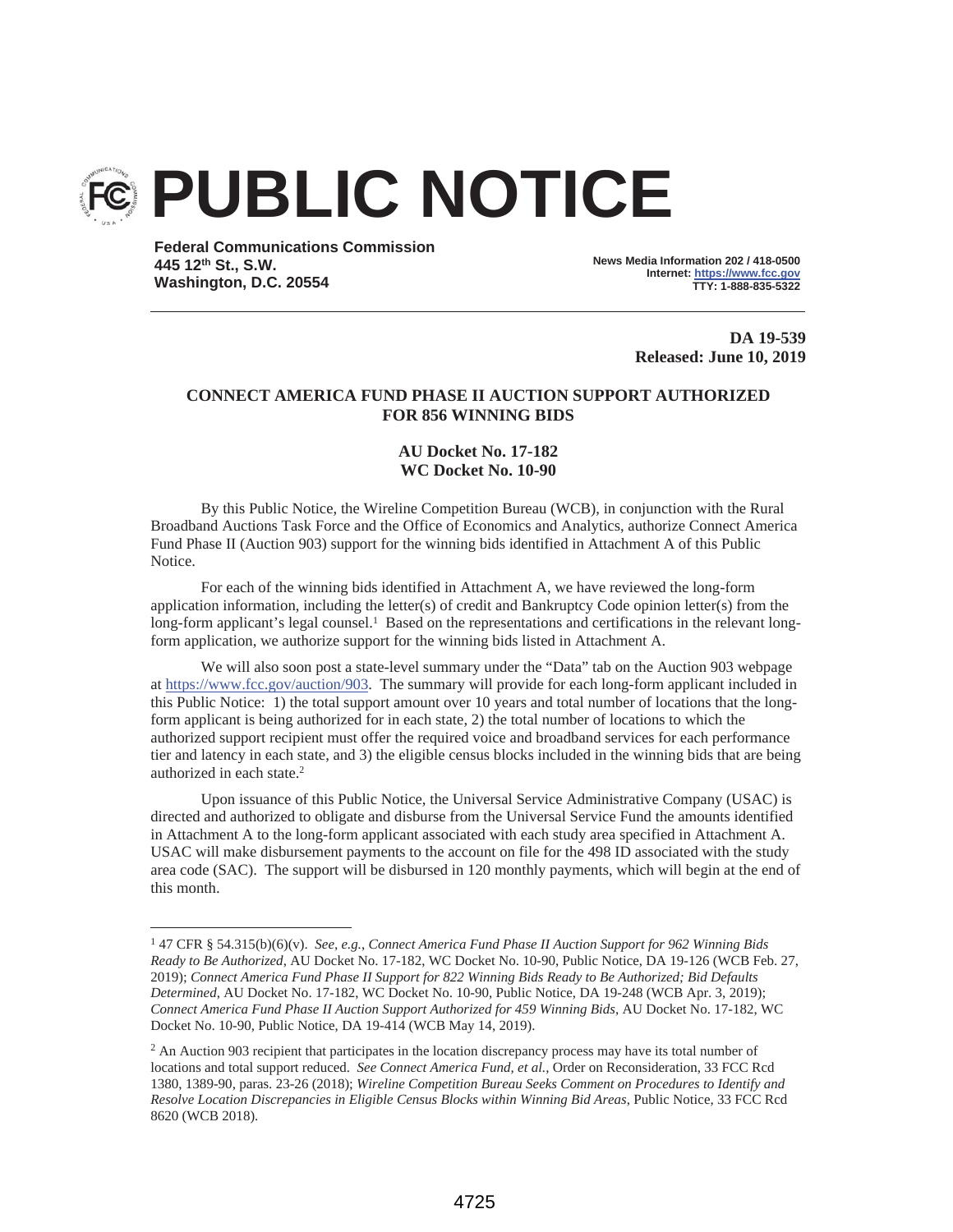# PUBLIC NOTICE

**Federal Communications Commission**
**445 12th St., S.W.**
**Washington, D.C. 20554**

**News Media Information 202 / 418-0500**
**Internet: https://www.fcc.gov**
**TTY: 1-888-835-5322**

**DA 19-539**
**Released: June 10, 2019**

## CONNECT AMERICA FUND PHASE II AUCTION SUPPORT AUTHORIZED FOR 856 WINNING BIDS

**AU Docket No. 17-182**
**WC Docket No. 10-90**

By this Public Notice, the Wireline Competition Bureau (WCB), in conjunction with the Rural Broadband Auctions Task Force and the Office of Economics and Analytics, authorize Connect America Fund Phase II (Auction 903) support for the winning bids identified in Attachment A of this Public Notice.

For each of the winning bids identified in Attachment A, we have reviewed the long-form application information, including the letter(s) of credit and Bankruptcy Code opinion letter(s) from the long-form applicant's legal counsel.[1] Based on the representations and certifications in the relevant long-form application, we authorize support for the winning bids listed in Attachment A.

We will also soon post a state-level summary under the "Data" tab on the Auction 903 webpage at https://www.fcc.gov/auction/903. The summary will provide for each long-form applicant included in this Public Notice: 1) the total support amount over 10 years and total number of locations that the long-form applicant is being authorized for in each state, 2) the total number of locations to which the authorized support recipient must offer the required voice and broadband services for each performance tier and latency in each state, and 3) the eligible census blocks included in the winning bids that are being authorized in each state.[2]

Upon issuance of this Public Notice, the Universal Service Administrative Company (USAC) is directed and authorized to obligate and disburse from the Universal Service Fund the amounts identified in Attachment A to the long-form applicant associated with each study area specified in Attachment A. USAC will make disbursement payments to the account on file for the 498 ID associated with the study area code (SAC). The support will be disbursed in 120 monthly payments, which will begin at the end of this month.

---

[1] 47 CFR § 54.315(b)(6)(v). *See, e.g.*, *Connect America Fund Phase II Auction Support for 962 Winning Bids Ready to Be Authorized*, AU Docket No. 17-182, WC Docket No. 10-90, Public Notice, DA 19-126 (WCB Feb. 27, 2019); *Connect America Fund Phase II Support for 822 Winning Bids Ready to Be Authorized; Bid Defaults Determined*, AU Docket No. 17-182, WC Docket No. 10-90, Public Notice, DA 19-248 (WCB Apr. 3, 2019); *Connect America Fund Phase II Auction Support Authorized for 459 Winning Bids*, AU Docket No. 17-182, WC Docket No. 10-90, Public Notice, DA 19-414 (WCB May 14, 2019).

[2] An Auction 903 recipient that participates in the location discrepancy process may have its total number of locations and total support reduced. *See Connect America Fund, et al.*, Order on Reconsideration, 33 FCC Rcd 1380, 1389-90, paras. 23-26 (2018); *Wireline Competition Bureau Seeks Comment on Procedures to Identify and Resolve Location Discrepancies in Eligible Census Blocks within Winning Bid Areas*, Public Notice, 33 FCC Rcd 8620 (WCB 2018).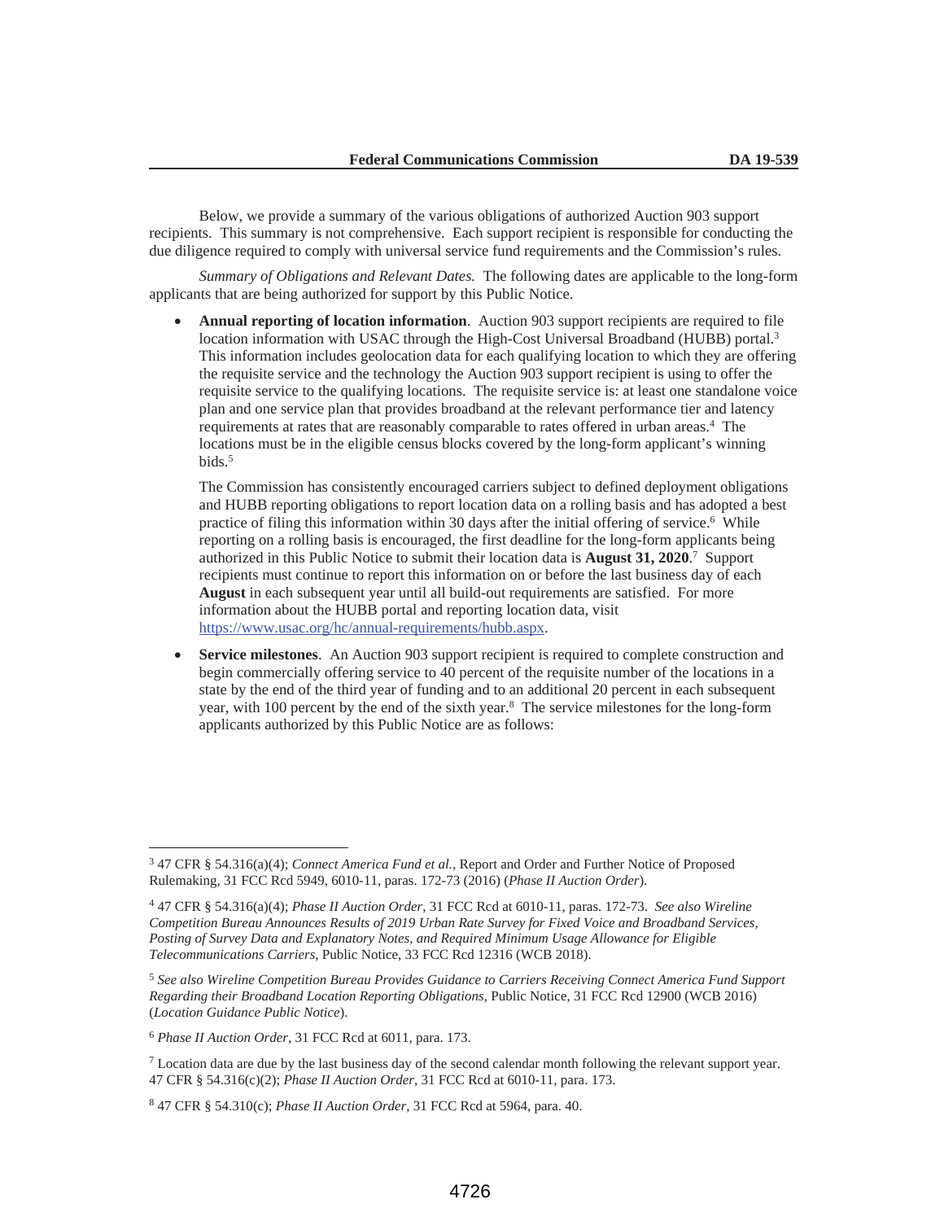Below, we provide a summary of the various obligations of authorized Auction 903 support recipients. This summary is not comprehensive. Each support recipient is responsible for conducting the due diligence required to comply with universal service fund requirements and the Commission's rules.

*Summary of Obligations and Relevant Dates.* The following dates are applicable to the long-form applicants that are being authorized for support by this Public Notice.

- **Annual reporting of location information**. Auction 903 support recipients are required to file location information with USAC through the High-Cost Universal Broadband (HUBB) portal.[3] This information includes geolocation data for each qualifying location to which they are offering the requisite service and the technology the Auction 903 support recipient is using to offer the requisite service to the qualifying locations. The requisite service is: at least one standalone voice plan and one service plan that provides broadband at the relevant performance tier and latency requirements at rates that are reasonably comparable to rates offered in urban areas.[4] The locations must be in the eligible census blocks covered by the long-form applicant's winning bids.[5]

  The Commission has consistently encouraged carriers subject to defined deployment obligations and HUBB reporting obligations to report location data on a rolling basis and has adopted a best practice of filing this information within 30 days after the initial offering of service.[6] While reporting on a rolling basis is encouraged, the first deadline for the long-form applicants being authorized in this Public Notice to submit their location data is **August 31, 2020**.[7] Support recipients must continue to report this information on or before the last business day of each **August** in each subsequent year until all build-out requirements are satisfied. For more information about the HUBB portal and reporting location data, visit https://www.usac.org/hc/annual-requirements/hubb.aspx.

- **Service milestones**. An Auction 903 support recipient is required to complete construction and begin commercially offering service to 40 percent of the requisite number of the locations in a state by the end of the third year of funding and to an additional 20 percent in each subsequent year, with 100 percent by the end of the sixth year.[8] The service milestones for the long-form applicants authorized by this Public Notice are as follows:

---

[3] 47 CFR § 54.316(a)(4); *Connect America Fund et al.*, Report and Order and Further Notice of Proposed Rulemaking, 31 FCC Rcd 5949, 6010-11, paras. 172-73 (2016) (*Phase II Auction Order*).

[4] 47 CFR § 54.316(a)(4); *Phase II Auction Order*, 31 FCC Rcd at 6010-11, paras. 172-73. *See also Wireline Competition Bureau Announces Results of 2019 Urban Rate Survey for Fixed Voice and Broadband Services, Posting of Survey Data and Explanatory Notes, and Required Minimum Usage Allowance for Eligible Telecommunications Carriers*, Public Notice, 33 FCC Rcd 12316 (WCB 2018).

[5] *See also Wireline Competition Bureau Provides Guidance to Carriers Receiving Connect America Fund Support Regarding their Broadband Location Reporting Obligations*, Public Notice, 31 FCC Rcd 12900 (WCB 2016) (*Location Guidance Public Notice*).

[6] *Phase II Auction Order*, 31 FCC Rcd at 6011, para. 173.

[7] Location data are due by the last business day of the second calendar month following the relevant support year. 47 CFR § 54.316(c)(2); *Phase II Auction Order*, 31 FCC Rcd at 6010-11, para. 173.

[8] 47 CFR § 54.310(c); *Phase II Auction Order*, 31 FCC Rcd at 5964, para. 40.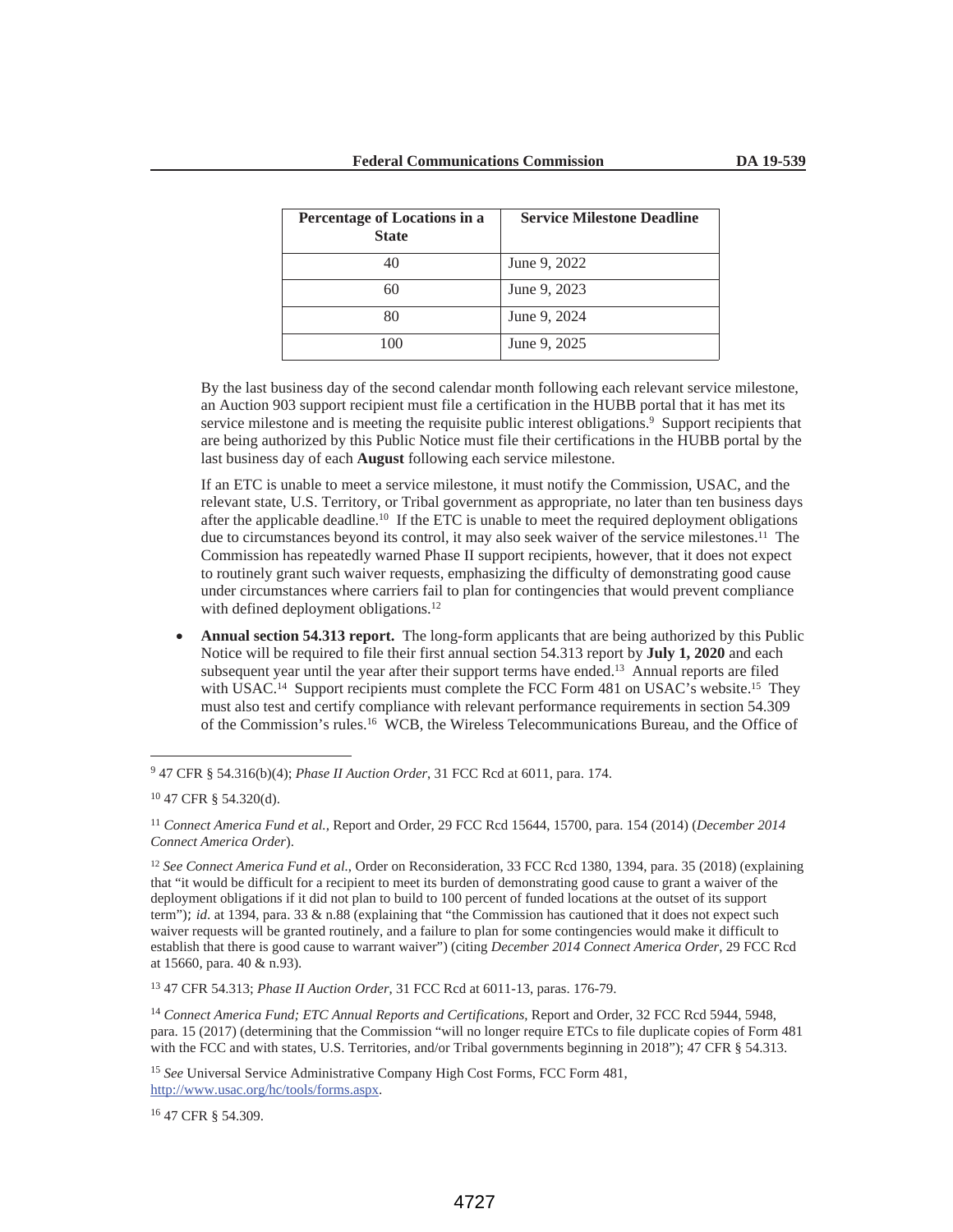| Percentage of Locations in a State | Service Milestone Deadline |
|---|---|
| 40 | June 9, 2022 |
| 60 | June 9, 2023 |
| 80 | June 9, 2024 |
| 100 | June 9, 2025 |

By the last business day of the second calendar month following each relevant service milestone, an Auction 903 support recipient must file a certification in the HUBB portal that it has met its service milestone and is meeting the requisite public interest obligations.[9] Support recipients that are being authorized by this Public Notice must file their certifications in the HUBB portal by the last business day of each **August** following each service milestone.

If an ETC is unable to meet a service milestone, it must notify the Commission, USAC, and the relevant state, U.S. Territory, or Tribal government as appropriate, no later than ten business days after the applicable deadline.[10] If the ETC is unable to meet the required deployment obligations due to circumstances beyond its control, it may also seek waiver of the service milestones.[11] The Commission has repeatedly warned Phase II support recipients, however, that it does not expect to routinely grant such waiver requests, emphasizing the difficulty of demonstrating good cause under circumstances where carriers fail to plan for contingencies that would prevent compliance with defined deployment obligations.[12]

- **Annual section 54.313 report.** The long-form applicants that are being authorized by this Public Notice will be required to file their first annual section 54.313 report by **July 1, 2020** and each subsequent year until the year after their support terms have ended.[13] Annual reports are filed with USAC.[14] Support recipients must complete the FCC Form 481 on USAC's website.[15] They must also test and certify compliance with relevant performance requirements in section 54.309 of the Commission's rules.[16] WCB, the Wireless Telecommunications Bureau, and the Office of

---

[9] 47 CFR § 54.316(b)(4); *Phase II Auction Order*, 31 FCC Rcd at 6011, para. 174.

[10] 47 CFR § 54.320(d).

[11] *Connect America Fund et al.*, Report and Order, 29 FCC Rcd 15644, 15700, para. 154 (2014) (*December 2014 Connect America Order*).

[12] *See Connect America Fund et al.*, Order on Reconsideration, 33 FCC Rcd 1380, 1394, para. 35 (2018) (explaining that "it would be difficult for a recipient to meet its burden of demonstrating good cause to grant a waiver of the deployment obligations if it did not plan to build to 100 percent of funded locations at the outset of its support term"); *id*. at 1394, para. 33 & n.88 (explaining that "the Commission has cautioned that it does not expect such waiver requests will be granted routinely, and a failure to plan for some contingencies would make it difficult to establish that there is good cause to warrant waiver") (citing *December 2014 Connect America Order*, 29 FCC Rcd at 15660, para. 40 & n.93).

[13] 47 CFR 54.313; *Phase II Auction Order*, 31 FCC Rcd at 6011-13, paras. 176-79.

[14] *Connect America Fund; ETC Annual Reports and Certifications*, Report and Order, 32 FCC Rcd 5944, 5948, para. 15 (2017) (determining that the Commission "will no longer require ETCs to file duplicate copies of Form 481 with the FCC and with states, U.S. Territories, and/or Tribal governments beginning in 2018"); 47 CFR § 54.313.

[15] *See* Universal Service Administrative Company High Cost Forms, FCC Form 481, http://www.usac.org/hc/tools/forms.aspx.

[16] 47 CFR § 54.309.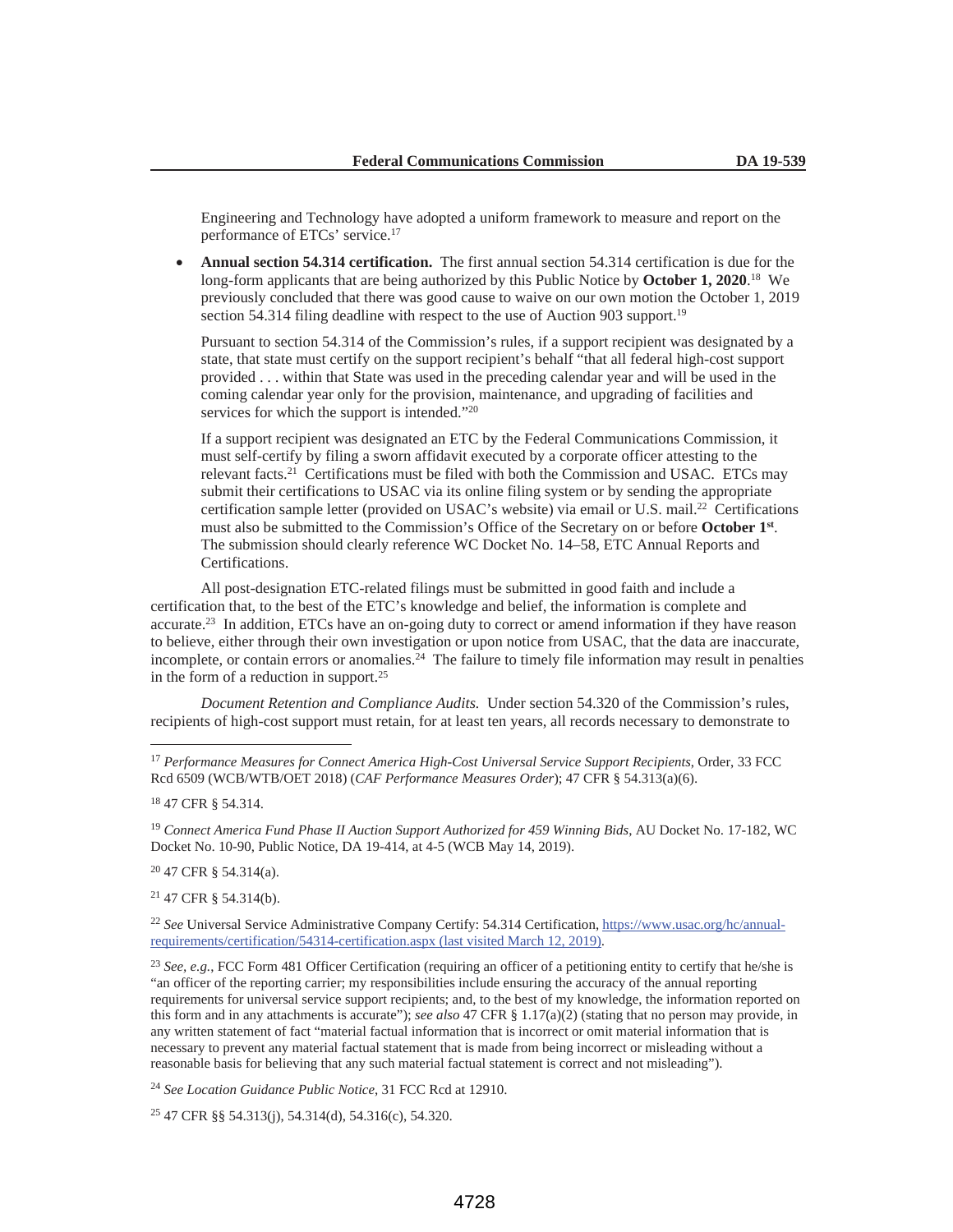Engineering and Technology have adopted a uniform framework to measure and report on the performance of ETCs' service.[17]

- **Annual section 54.314 certification.** The first annual section 54.314 certification is due for the long-form applicants that are being authorized by this Public Notice by **October 1, 2020**.[18] We previously concluded that there was good cause to waive on our own motion the October 1, 2019 section 54.314 filing deadline with respect to the use of Auction 903 support.[19]

  Pursuant to section 54.314 of the Commission's rules, if a support recipient was designated by a state, that state must certify on the support recipient's behalf "that all federal high-cost support provided . . . within that State was used in the preceding calendar year and will be used in the coming calendar year only for the provision, maintenance, and upgrading of facilities and services for which the support is intended."[20]

  If a support recipient was designated an ETC by the Federal Communications Commission, it must self-certify by filing a sworn affidavit executed by a corporate officer attesting to the relevant facts.[21] Certifications must be filed with both the Commission and USAC. ETCs may submit their certifications to USAC via its online filing system or by sending the appropriate certification sample letter (provided on USAC's website) via email or U.S. mail.[22] Certifications must also be submitted to the Commission's Office of the Secretary on or before **October 1st**. The submission should clearly reference WC Docket No. 14–58, ETC Annual Reports and Certifications.

All post-designation ETC-related filings must be submitted in good faith and include a certification that, to the best of the ETC's knowledge and belief, the information is complete and accurate.[23] In addition, ETCs have an on-going duty to correct or amend information if they have reason to believe, either through their own investigation or upon notice from USAC, that the data are inaccurate, incomplete, or contain errors or anomalies.[24] The failure to timely file information may result in penalties in the form of a reduction in support.[25]

*Document Retention and Compliance Audits.* Under section 54.320 of the Commission's rules, recipients of high-cost support must retain, for at least ten years, all records necessary to demonstrate to

---

[17] *Performance Measures for Connect America High-Cost Universal Service Support Recipients*, Order, 33 FCC Rcd 6509 (WCB/WTB/OET 2018) (*CAF Performance Measures Order*); 47 CFR § 54.313(a)(6).

[18] 47 CFR § 54.314.

[19] *Connect America Fund Phase II Auction Support Authorized for 459 Winning Bids*, AU Docket No. 17-182, WC Docket No. 10-90, Public Notice, DA 19-414, at 4-5 (WCB May 14, 2019).

[20] 47 CFR § 54.314(a).

[21] 47 CFR § 54.314(b).

[22] *See* Universal Service Administrative Company Certify: 54.314 Certification, https://www.usac.org/hc/annual-requirements/certification/54314-certification.aspx (last visited March 12, 2019).

[23] *See, e.g.*, FCC Form 481 Officer Certification (requiring an officer of a petitioning entity to certify that he/she is "an officer of the reporting carrier; my responsibilities include ensuring the accuracy of the annual reporting requirements for universal service support recipients; and, to the best of my knowledge, the information reported on this form and in any attachments is accurate"); *see also* 47 CFR § 1.17(a)(2) (stating that no person may provide, in any written statement of fact "material factual information that is incorrect or omit material information that is necessary to prevent any material factual statement that is made from being incorrect or misleading without a reasonable basis for believing that any such material factual statement is correct and not misleading").

[24] *See Location Guidance Public Notice*, 31 FCC Rcd at 12910.

[25] 47 CFR §§ 54.313(j), 54.314(d), 54.316(c), 54.320.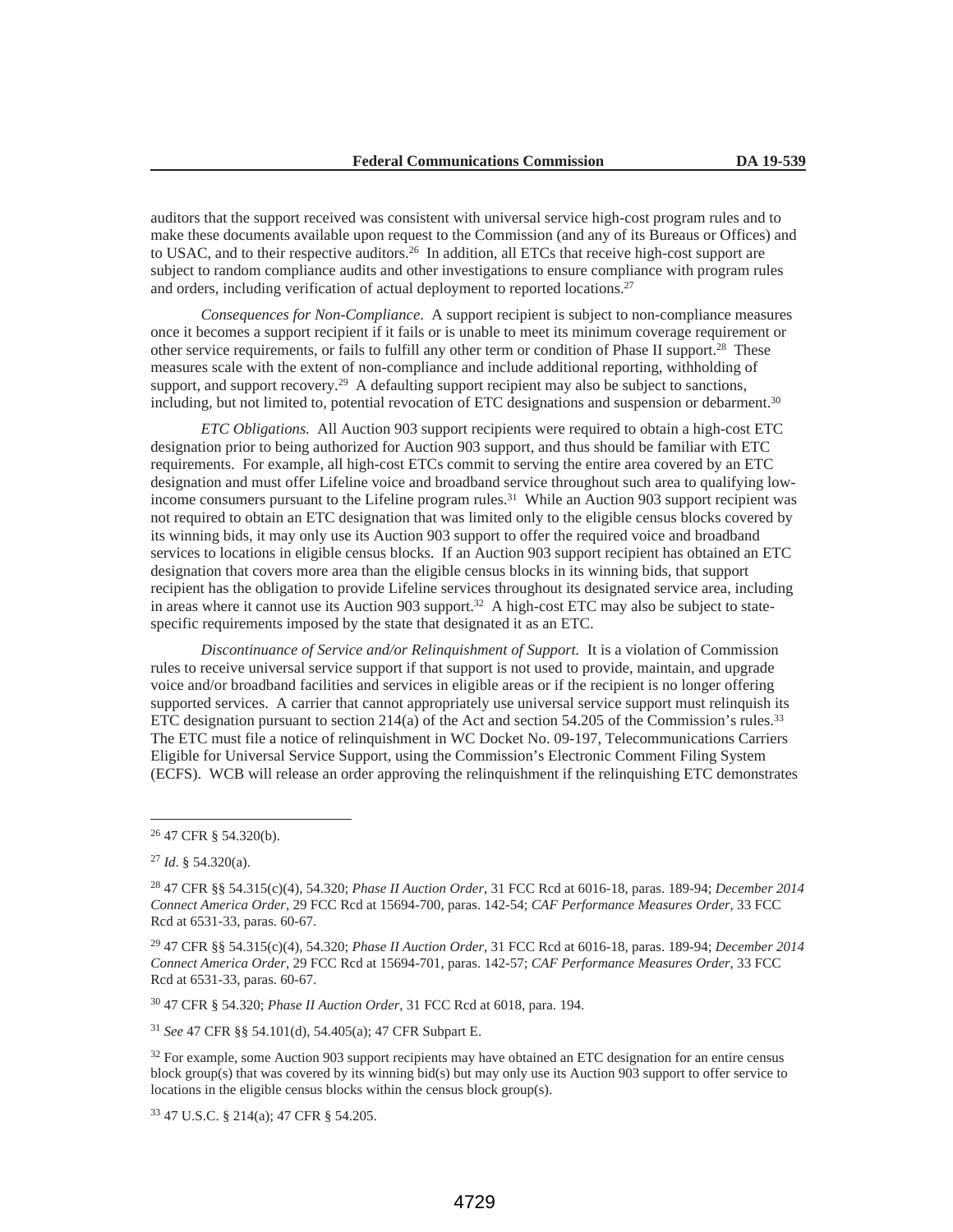auditors that the support received was consistent with universal service high-cost program rules and to make these documents available upon request to the Commission (and any of its Bureaus or Offices) and to USAC, and to their respective auditors.[26] In addition, all ETCs that receive high-cost support are subject to random compliance audits and other investigations to ensure compliance with program rules and orders, including verification of actual deployment to reported locations.[27]

*Consequences for Non-Compliance*. A support recipient is subject to non-compliance measures once it becomes a support recipient if it fails or is unable to meet its minimum coverage requirement or other service requirements, or fails to fulfill any other term or condition of Phase II support.[28] These measures scale with the extent of non-compliance and include additional reporting, withholding of support, and support recovery.[29] A defaulting support recipient may also be subject to sanctions, including, but not limited to, potential revocation of ETC designations and suspension or debarment.[30]

*ETC Obligations.* All Auction 903 support recipients were required to obtain a high-cost ETC designation prior to being authorized for Auction 903 support, and thus should be familiar with ETC requirements. For example, all high-cost ETCs commit to serving the entire area covered by an ETC designation and must offer Lifeline voice and broadband service throughout such area to qualifying low-income consumers pursuant to the Lifeline program rules.[31] While an Auction 903 support recipient was not required to obtain an ETC designation that was limited only to the eligible census blocks covered by its winning bids, it may only use its Auction 903 support to offer the required voice and broadband services to locations in eligible census blocks. If an Auction 903 support recipient has obtained an ETC designation that covers more area than the eligible census blocks in its winning bids, that support recipient has the obligation to provide Lifeline services throughout its designated service area, including in areas where it cannot use its Auction 903 support.[32] A high-cost ETC may also be subject to state-specific requirements imposed by the state that designated it as an ETC.

*Discontinuance of Service and/or Relinquishment of Support.* It is a violation of Commission rules to receive universal service support if that support is not used to provide, maintain, and upgrade voice and/or broadband facilities and services in eligible areas or if the recipient is no longer offering supported services. A carrier that cannot appropriately use universal service support must relinquish its ETC designation pursuant to section 214(a) of the Act and section 54.205 of the Commission's rules.[33] The ETC must file a notice of relinquishment in WC Docket No. 09-197, Telecommunications Carriers Eligible for Universal Service Support, using the Commission's Electronic Comment Filing System (ECFS). WCB will release an order approving the relinquishment if the relinquishing ETC demonstrates

---

[26] 47 CFR § 54.320(b).

[27] *Id.* § 54.320(a).

[28] 47 CFR §§ 54.315(c)(4), 54.320; *Phase II Auction Order*, 31 FCC Rcd at 6016-18, paras. 189-94; *December 2014 Connect America Order*, 29 FCC Rcd at 15694-700, paras. 142-54; *CAF Performance Measures Order*, 33 FCC Rcd at 6531-33, paras. 60-67.

[29] 47 CFR §§ 54.315(c)(4), 54.320; *Phase II Auction Order*, 31 FCC Rcd at 6016-18, paras. 189-94; *December 2014 Connect America Order*, 29 FCC Rcd at 15694-701, paras. 142-57; *CAF Performance Measures Order*, 33 FCC Rcd at 6531-33, paras. 60-67.

[30] 47 CFR § 54.320; *Phase II Auction Order*, 31 FCC Rcd at 6018, para. 194.

[31] *See* 47 CFR §§ 54.101(d), 54.405(a); 47 CFR Subpart E.

[32] For example, some Auction 903 support recipients may have obtained an ETC designation for an entire census block group(s) that was covered by its winning bid(s) but may only use its Auction 903 support to offer service to locations in the eligible census blocks within the census block group(s).

[33] 47 U.S.C. § 214(a); 47 CFR § 54.205.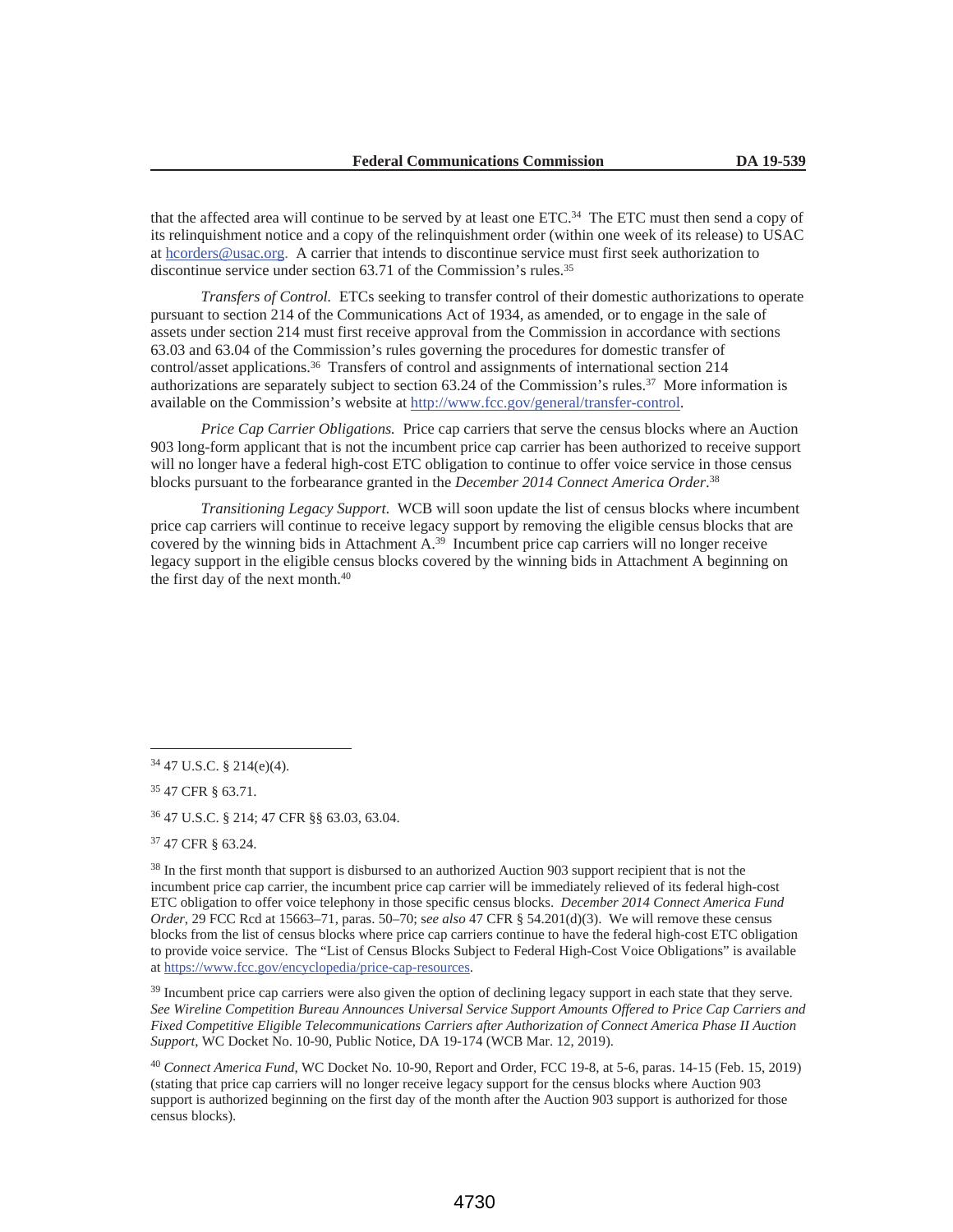that the affected area will continue to be served by at least one ETC.[34] The ETC must then send a copy of its relinquishment notice and a copy of the relinquishment order (within one week of its release) to USAC at hcorders@usac.org. A carrier that intends to discontinue service must first seek authorization to discontinue service under section 63.71 of the Commission's rules.[35]

*Transfers of Control.* ETCs seeking to transfer control of their domestic authorizations to operate pursuant to section 214 of the Communications Act of 1934, as amended, or to engage in the sale of assets under section 214 must first receive approval from the Commission in accordance with sections 63.03 and 63.04 of the Commission's rules governing the procedures for domestic transfer of control/asset applications.[36] Transfers of control and assignments of international section 214 authorizations are separately subject to section 63.24 of the Commission's rules.[37] More information is available on the Commission's website at http://www.fcc.gov/general/transfer-control.

*Price Cap Carrier Obligations.* Price cap carriers that serve the census blocks where an Auction 903 long-form applicant that is not the incumbent price cap carrier has been authorized to receive support will no longer have a federal high-cost ETC obligation to continue to offer voice service in those census blocks pursuant to the forbearance granted in the *December 2014 Connect America Order*.[38]

*Transitioning Legacy Support.* WCB will soon update the list of census blocks where incumbent price cap carriers will continue to receive legacy support by removing the eligible census blocks that are covered by the winning bids in Attachment A.[39] Incumbent price cap carriers will no longer receive legacy support in the eligible census blocks covered by the winning bids in Attachment A beginning on the first day of the next month.[40]

---

[34] 47 U.S.C. § 214(e)(4).

[35] 47 CFR § 63.71.

[36] 47 U.S.C. § 214; 47 CFR §§ 63.03, 63.04.

[37] 47 CFR § 63.24.

[38] In the first month that support is disbursed to an authorized Auction 903 support recipient that is not the incumbent price cap carrier, the incumbent price cap carrier will be immediately relieved of its federal high-cost ETC obligation to offer voice telephony in those specific census blocks. *December 2014 Connect America Fund Order*, 29 FCC Rcd at 15663–71, paras. 50–70; s*ee also* 47 CFR § 54.201(d)(3). We will remove these census blocks from the list of census blocks where price cap carriers continue to have the federal high-cost ETC obligation to provide voice service. The "List of Census Blocks Subject to Federal High-Cost Voice Obligations" is available at https://www.fcc.gov/encyclopedia/price-cap-resources.

[39] Incumbent price cap carriers were also given the option of declining legacy support in each state that they serve. *See Wireline Competition Bureau Announces Universal Service Support Amounts Offered to Price Cap Carriers and Fixed Competitive Eligible Telecommunications Carriers after Authorization of Connect America Phase II Auction Support*, WC Docket No. 10-90, Public Notice, DA 19-174 (WCB Mar. 12, 2019).

[40] *Connect America Fund*, WC Docket No. 10-90, Report and Order, FCC 19-8, at 5-6, paras. 14-15 (Feb. 15, 2019) (stating that price cap carriers will no longer receive legacy support for the census blocks where Auction 903 support is authorized beginning on the first day of the month after the Auction 903 support is authorized for those census blocks).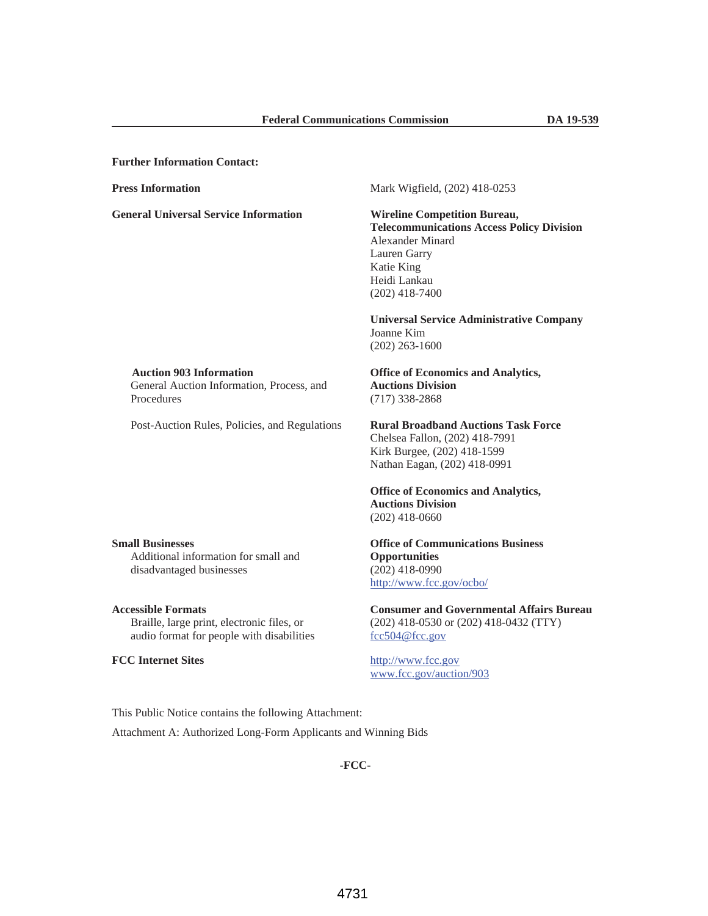**Further Information Contact:**

| | |
|---|---|
| **Press Information** | Mark Wigfield, (202) 418-0253 |
| **General Universal Service Information** | **Wireline Competition Bureau, Telecommunications Access Policy Division**<br>Alexander Minard<br>Lauren Garry<br>Katie King<br>Heidi Lankau<br>(202) 418-7400 |
| | **Universal Service Administrative Company**<br>Joanne Kim<br>(202) 263-1600 |
| **Auction 903 Information**<br>General Auction Information, Process, and Procedures | **Office of Economics and Analytics, Auctions Division**<br>(717) 338-2868 |
| Post-Auction Rules, Policies, and Regulations | **Rural Broadband Auctions Task Force**<br>Chelsea Fallon, (202) 418-7991<br>Kirk Burgee, (202) 418-1599<br>Nathan Eagan, (202) 418-0991 |
| | **Office of Economics and Analytics, Auctions Division**<br>(202) 418-0660 |
| **Small Businesses**<br>Additional information for small and disadvantaged businesses | **Office of Communications Business Opportunities**<br>(202) 418-0990<br>http://www.fcc.gov/ocbo/ |
| **Accessible Formats**<br>Braille, large print, electronic files, or audio format for people with disabilities | **Consumer and Governmental Affairs Bureau**<br>(202) 418-0530 or (202) 418-0432 (TTY)<br>fcc504@fcc.gov |
| **FCC Internet Sites** | http://www.fcc.gov<br>www.fcc.gov/auction/903 |

This Public Notice contains the following Attachment:

Attachment A: Authorized Long-Form Applicants and Winning Bids

**-FCC-**